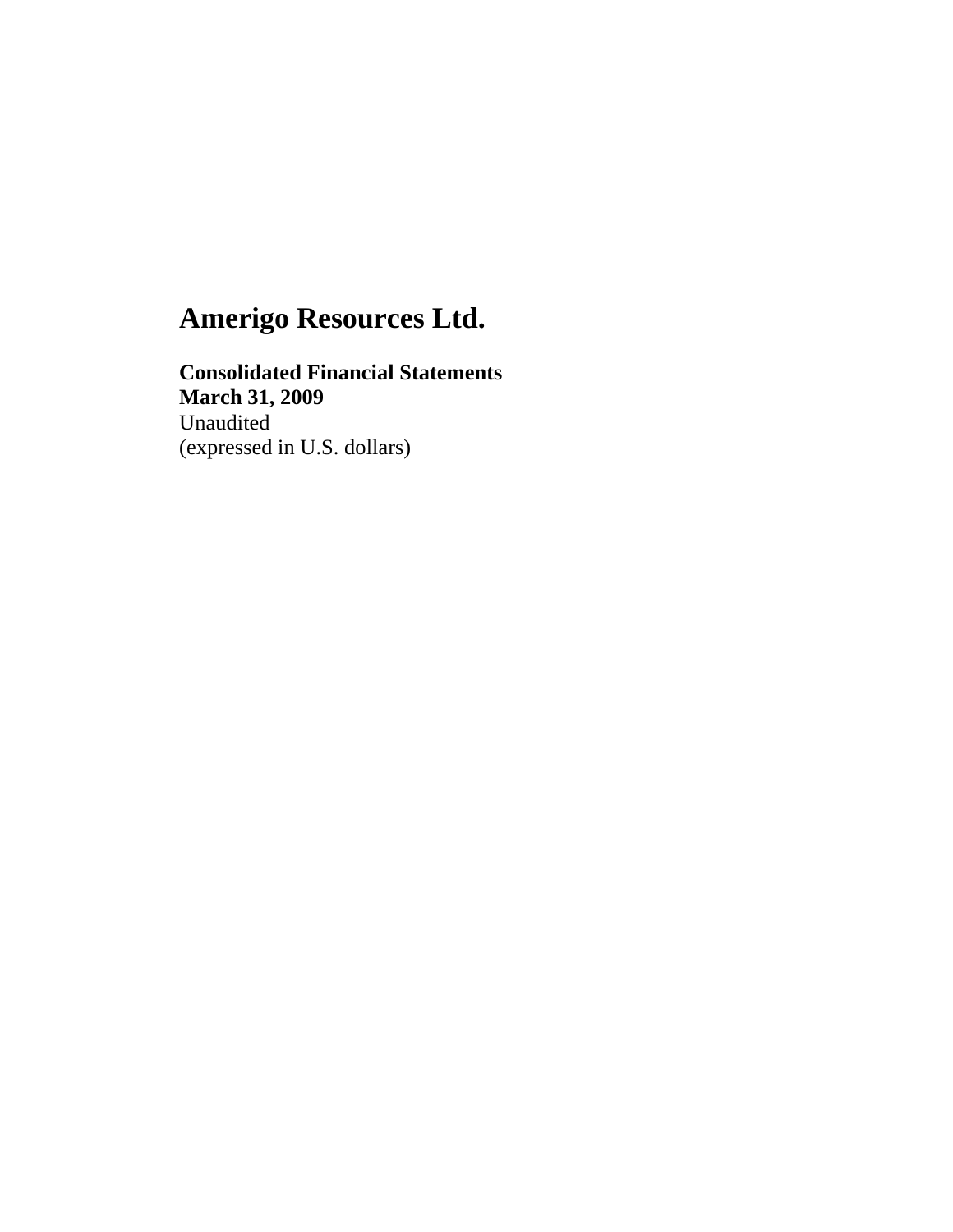# Amerigo Resources Ltd.

**Consolidated Financial Statements**
**March 31, 2009**
Unaudited
(expressed in U.S. dollars)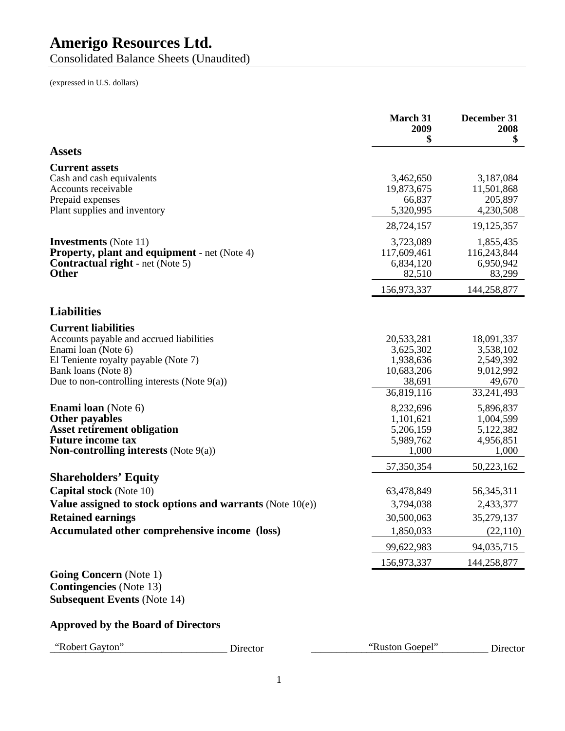# Amerigo Resources Ltd.

Consolidated Balance Sheets (Unaudited)

(expressed in U.S. dollars)

| | March 31 2009 $ | December 31 2008 $ |
|---|---|---|
| **Assets** | | |
| **Current assets** | | |
| Cash and cash equivalents | 3,462,650 | 3,187,084 |
| Accounts receivable | 19,873,675 | 11,501,868 |
| Prepaid expenses | 66,837 | 205,897 |
| Plant supplies and inventory | 5,320,995 | 4,230,508 |
| | 28,724,157 | 19,125,357 |
| **Investments** (Note 11) | 3,723,089 | 1,855,435 |
| **Property, plant and equipment** - net (Note 4) | 117,609,461 | 116,243,844 |
| **Contractual right** - net (Note 5) | 6,834,120 | 6,950,942 |
| **Other** | 82,510 | 83,299 |
| | 156,973,337 | 144,258,877 |
| **Liabilities** | | |
| **Current liabilities** | | |
| Accounts payable and accrued liabilities | 20,533,281 | 18,091,337 |
| Enami loan (Note 6) | 3,625,302 | 3,538,102 |
| El Teniente royalty payable (Note 7) | 1,938,636 | 2,549,392 |
| Bank loans (Note 8) | 10,683,206 | 9,012,992 |
| Due to non-controlling interests (Note 9(a)) | 38,691 | 49,670 |
| | 36,819,116 | 33,241,493 |
| **Enami loan** (Note 6) | 8,232,696 | 5,896,837 |
| **Other payables** | 1,101,621 | 1,004,599 |
| **Asset retirement obligation** | 5,206,159 | 5,122,382 |
| **Future income tax** | 5,989,762 | 4,956,851 |
| **Non-controlling interests** (Note 9(a)) | 1,000 | 1,000 |
| | 57,350,354 | 50,223,162 |
| **Shareholders' Equity** | | |
| **Capital stock** (Note 10) | 63,478,849 | 56,345,311 |
| **Value assigned to stock options and warrants** (Note 10(e)) | 3,794,038 | 2,433,377 |
| **Retained earnings** | 30,500,063 | 35,279,137 |
| **Accumulated other comprehensive income (loss)** | 1,850,033 | (22,110) |
| | 99,622,983 | 94,035,715 |
| | 156,973,337 | 144,258,877 |

**Going Concern** (Note 1)
**Contingencies** (Note 13)
**Subsequent Events** (Note 14)

### Approved by the Board of Directors

"Robert Gayton" Director　　　　"Ruston Goepel" Director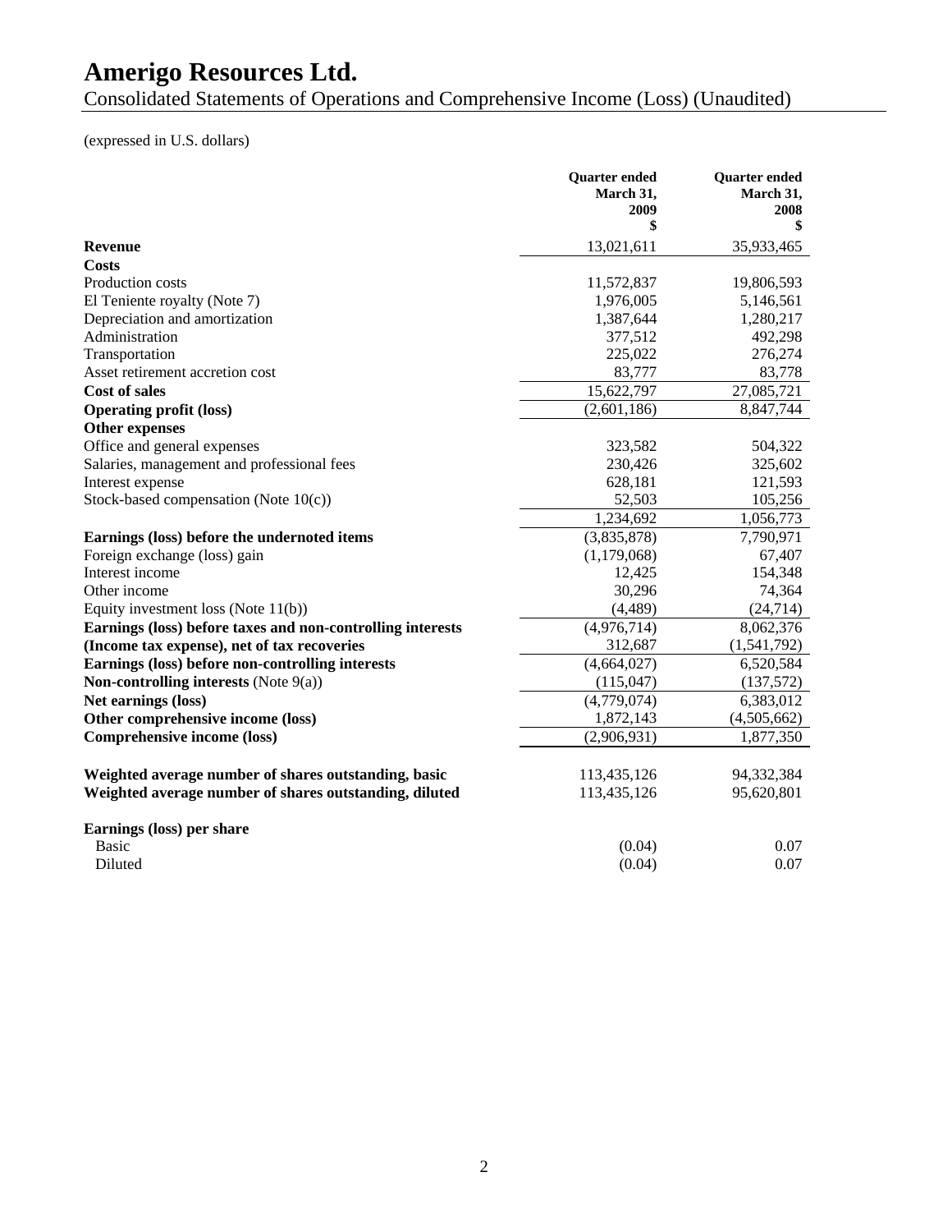# Amerigo Resources Ltd.

Consolidated Statements of Operations and Comprehensive Income (Loss) (Unaudited)

(expressed in U.S. dollars)

| | Quarter ended March 31, 2009 $ | Quarter ended March 31, 2008 $ |
|---|---|---|
| **Revenue** | 13,021,611 | 35,933,465 |
| **Costs** | | |
| Production costs | 11,572,837 | 19,806,593 |
| El Teniente royalty (Note 7) | 1,976,005 | 5,146,561 |
| Depreciation and amortization | 1,387,644 | 1,280,217 |
| Administration | 377,512 | 492,298 |
| Transportation | 225,022 | 276,274 |
| Asset retirement accretion cost | 83,777 | 83,778 |
| **Cost of sales** | 15,622,797 | 27,085,721 |
| **Operating profit (loss)** | (2,601,186) | 8,847,744 |
| **Other expenses** | | |
| Office and general expenses | 323,582 | 504,322 |
| Salaries, management and professional fees | 230,426 | 325,602 |
| Interest expense | 628,181 | 121,593 |
| Stock-based compensation (Note 10(c)) | 52,503 | 105,256 |
| | 1,234,692 | 1,056,773 |
| **Earnings (loss) before the undernoted items** | (3,835,878) | 7,790,971 |
| Foreign exchange (loss) gain | (1,179,068) | 67,407 |
| Interest income | 12,425 | 154,348 |
| Other income | 30,296 | 74,364 |
| Equity investment loss (Note 11(b)) | (4,489) | (24,714) |
| **Earnings (loss) before taxes and non-controlling interests** | (4,976,714) | 8,062,376 |
| **(Income tax expense), net of tax recoveries** | 312,687 | (1,541,792) |
| **Earnings (loss) before non-controlling interests** | (4,664,027) | 6,520,584 |
| **Non-controlling interests** (Note 9(a)) | (115,047) | (137,572) |
| **Net earnings (loss)** | (4,779,074) | 6,383,012 |
| **Other comprehensive income (loss)** | 1,872,143 | (4,505,662) |
| **Comprehensive income (loss)** | (2,906,931) | 1,877,350 |
| | | |
| **Weighted average number of shares outstanding, basic** | 113,435,126 | 94,332,384 |
| **Weighted average number of shares outstanding, diluted** | 113,435,126 | 95,620,801 |
| | | |
| **Earnings (loss) per share** | | |
| Basic | (0.04) | 0.07 |
| Diluted | (0.04) | 0.07 |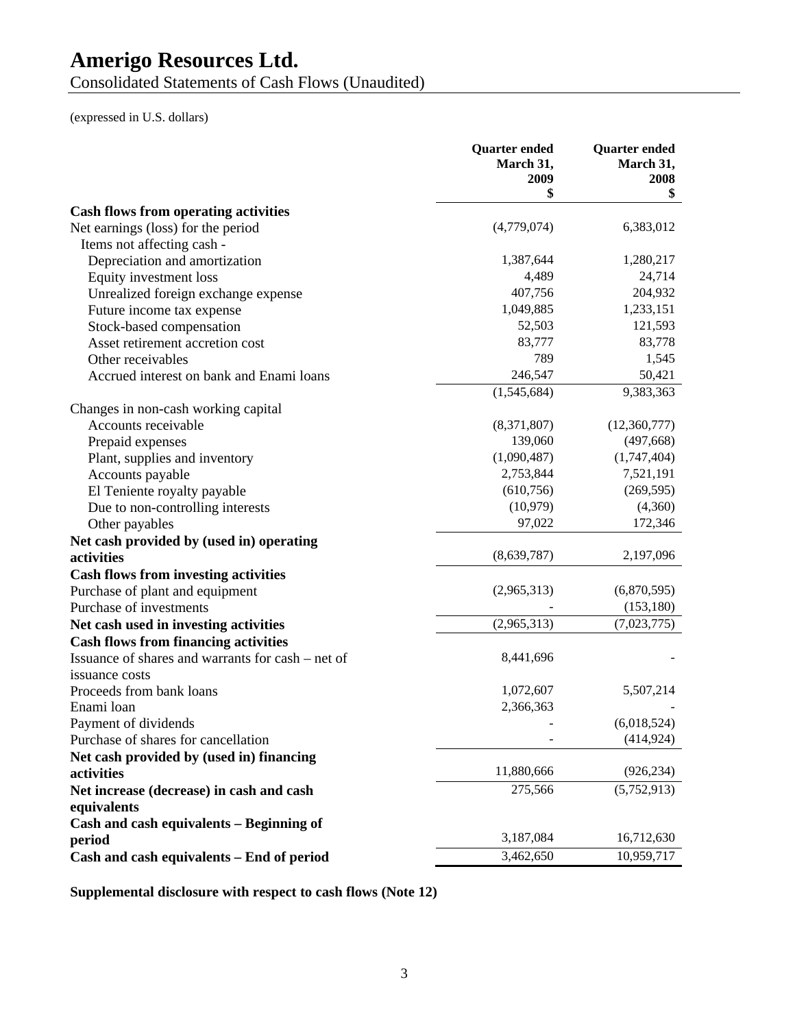# Amerigo Resources Ltd.

Consolidated Statements of Cash Flows (Unaudited)

(expressed in U.S. dollars)

| | Quarter ended March 31, 2009 $ | Quarter ended March 31, 2008 $ |
|---|---|---|
| **Cash flows from operating activities** | | |
| Net earnings (loss) for the period | (4,779,074) | 6,383,012 |
| Items not affecting cash - | | |
| Depreciation and amortization | 1,387,644 | 1,280,217 |
| Equity investment loss | 4,489 | 24,714 |
| Unrealized foreign exchange expense | 407,756 | 204,932 |
| Future income tax expense | 1,049,885 | 1,233,151 |
| Stock-based compensation | 52,503 | 121,593 |
| Asset retirement accretion cost | 83,777 | 83,778 |
| Other receivables | 789 | 1,545 |
| Accrued interest on bank and Enami loans | 246,547 | 50,421 |
| | (1,545,684) | 9,383,363 |
| Changes in non-cash working capital | | |
| Accounts receivable | (8,371,807) | (12,360,777) |
| Prepaid expenses | 139,060 | (497,668) |
| Plant, supplies and inventory | (1,090,487) | (1,747,404) |
| Accounts payable | 2,753,844 | 7,521,191 |
| El Teniente royalty payable | (610,756) | (269,595) |
| Due to non-controlling interests | (10,979) | (4,360) |
| Other payables | 97,022 | 172,346 |
| **Net cash provided by (used in) operating activities** | (8,639,787) | 2,197,096 |
| **Cash flows from investing activities** | | |
| Purchase of plant and equipment | (2,965,313) | (6,870,595) |
| Purchase of investments | - | (153,180) |
| **Net cash used in investing activities** | (2,965,313) | (7,023,775) |
| **Cash flows from financing activities** | | |
| Issuance of shares and warrants for cash – net of issuance costs | 8,441,696 | - |
| Proceeds from bank loans | 1,072,607 | 5,507,214 |
| Enami loan | 2,366,363 | - |
| Payment of dividends | - | (6,018,524) |
| Purchase of shares for cancellation | - | (414,924) |
| **Net cash provided by (used in) financing activities** | 11,880,666 | (926,234) |
| **Net increase (decrease) in cash and cash equivalents** | 275,566 | (5,752,913) |
| **Cash and cash equivalents – Beginning of period** | 3,187,084 | 16,712,630 |
| **Cash and cash equivalents – End of period** | 3,462,650 | 10,959,717 |

**Supplemental disclosure with respect to cash flows (Note 12)**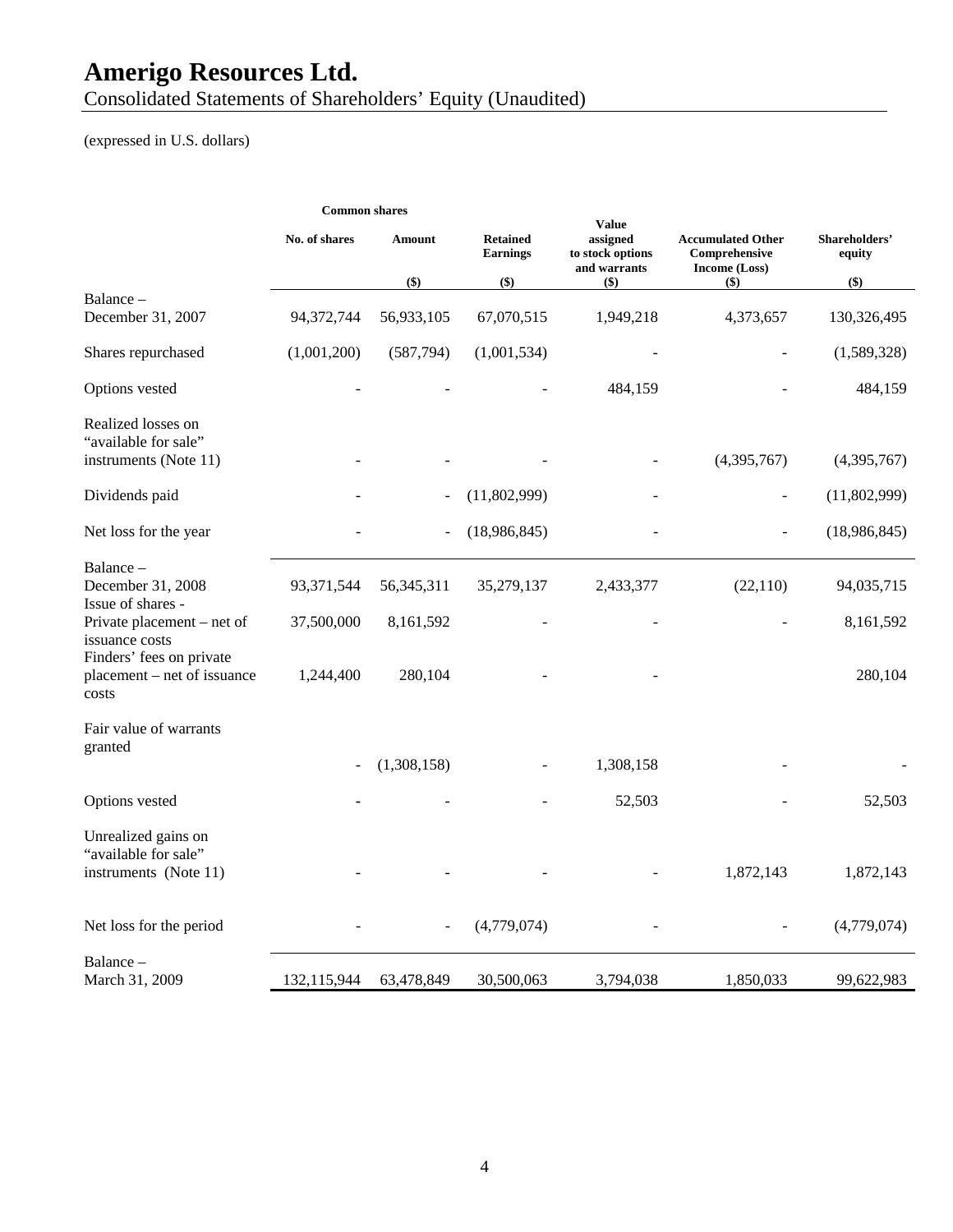# Amerigo Resources Ltd.

Consolidated Statements of Shareholders' Equity (Unaudited)

(expressed in U.S. dollars)

| | Common shares | | | | | |
|---|---|---|---|---|---|---|
| | No. of shares | Amount ($) | Retained Earnings ($) | Value assigned to stock options and warrants ($) | Accumulated Other Comprehensive Income (Loss) ($) | Shareholders' equity ($) |
| Balance – December 31, 2007 | 94,372,744 | 56,933,105 | 67,070,515 | 1,949,218 | 4,373,657 | 130,326,495 |
| Shares repurchased | (1,001,200) | (587,794) | (1,001,534) | - | - | (1,589,328) |
| Options vested | - | - | - | 484,159 | - | 484,159 |
| Realized losses on "available for sale" instruments (Note 11) | - | - | - | - | (4,395,767) | (4,395,767) |
| Dividends paid | - | - | (11,802,999) | - | - | (11,802,999) |
| Net loss for the year | - | - | (18,986,845) | - | - | (18,986,845) |
| Balance – December 31, 2008 | 93,371,544 | 56,345,311 | 35,279,137 | 2,433,377 | (22,110) | 94,035,715 |
| Issue of shares - Private placement – net of issuance costs | 37,500,000 | 8,161,592 | - | - | - | 8,161,592 |
| Finders' fees on private placement – net of issuance costs | 1,244,400 | 280,104 | - | - | | 280,104 |
| Fair value of warrants granted | - | (1,308,158) | - | 1,308,158 | - | - |
| Options vested | - | - | - | 52,503 | - | 52,503 |
| Unrealized gains on "available for sale" instruments (Note 11) | - | - | - | - | 1,872,143 | 1,872,143 |
| Net loss for the period | - | - | (4,779,074) | - | - | (4,779,074) |
| Balance – March 31, 2009 | 132,115,944 | 63,478,849 | 30,500,063 | 3,794,038 | 1,850,033 | 99,622,983 |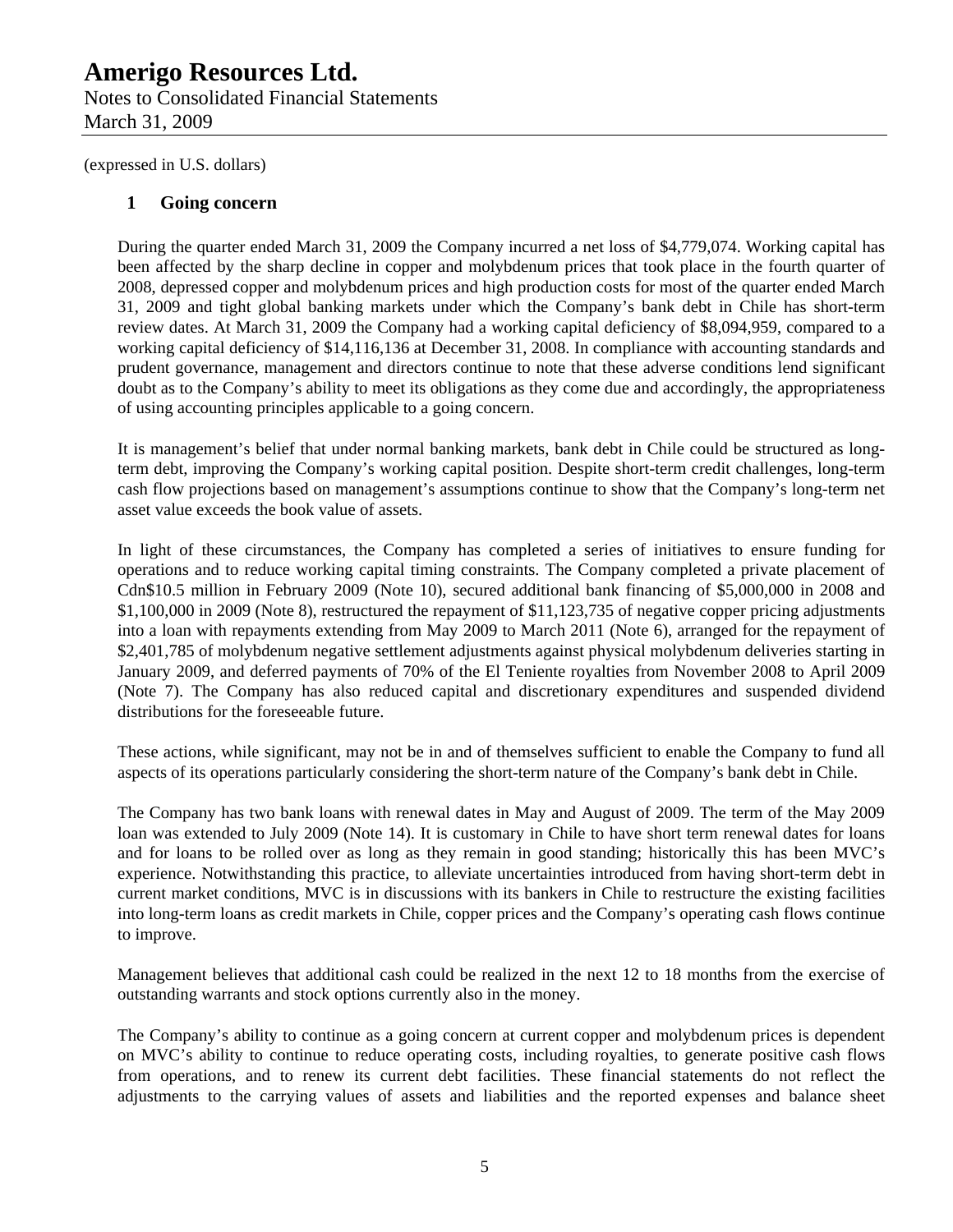(expressed in U.S. dollars)

## 1 Going concern

During the quarter ended March 31, 2009 the Company incurred a net loss of $4,779,074. Working capital has been affected by the sharp decline in copper and molybdenum prices that took place in the fourth quarter of 2008, depressed copper and molybdenum prices and high production costs for most of the quarter ended March 31, 2009 and tight global banking markets under which the Company's bank debt in Chile has short-term review dates. At March 31, 2009 the Company had a working capital deficiency of $8,094,959, compared to a working capital deficiency of $14,116,136 at December 31, 2008. In compliance with accounting standards and prudent governance, management and directors continue to note that these adverse conditions lend significant doubt as to the Company's ability to meet its obligations as they come due and accordingly, the appropriateness of using accounting principles applicable to a going concern.

It is management's belief that under normal banking markets, bank debt in Chile could be structured as long-term debt, improving the Company's working capital position. Despite short-term credit challenges, long-term cash flow projections based on management's assumptions continue to show that the Company's long-term net asset value exceeds the book value of assets.

In light of these circumstances, the Company has completed a series of initiatives to ensure funding for operations and to reduce working capital timing constraints. The Company completed a private placement of Cdn$10.5 million in February 2009 (Note 10), secured additional bank financing of $5,000,000 in 2008 and $1,100,000 in 2009 (Note 8), restructured the repayment of $11,123,735 of negative copper pricing adjustments into a loan with repayments extending from May 2009 to March 2011 (Note 6), arranged for the repayment of $2,401,785 of molybdenum negative settlement adjustments against physical molybdenum deliveries starting in January 2009, and deferred payments of 70% of the El Teniente royalties from November 2008 to April 2009 (Note 7). The Company has also reduced capital and discretionary expenditures and suspended dividend distributions for the foreseeable future.

These actions, while significant, may not be in and of themselves sufficient to enable the Company to fund all aspects of its operations particularly considering the short-term nature of the Company's bank debt in Chile.

The Company has two bank loans with renewal dates in May and August of 2009. The term of the May 2009 loan was extended to July 2009 (Note 14). It is customary in Chile to have short term renewal dates for loans and for loans to be rolled over as long as they remain in good standing; historically this has been MVC's experience. Notwithstanding this practice, to alleviate uncertainties introduced from having short-term debt in current market conditions, MVC is in discussions with its bankers in Chile to restructure the existing facilities into long-term loans as credit markets in Chile, copper prices and the Company's operating cash flows continue to improve.

Management believes that additional cash could be realized in the next 12 to 18 months from the exercise of outstanding warrants and stock options currently also in the money.

The Company's ability to continue as a going concern at current copper and molybdenum prices is dependent on MVC's ability to continue to reduce operating costs, including royalties, to generate positive cash flows from operations, and to renew its current debt facilities. These financial statements do not reflect the adjustments to the carrying values of assets and liabilities and the reported expenses and balance sheet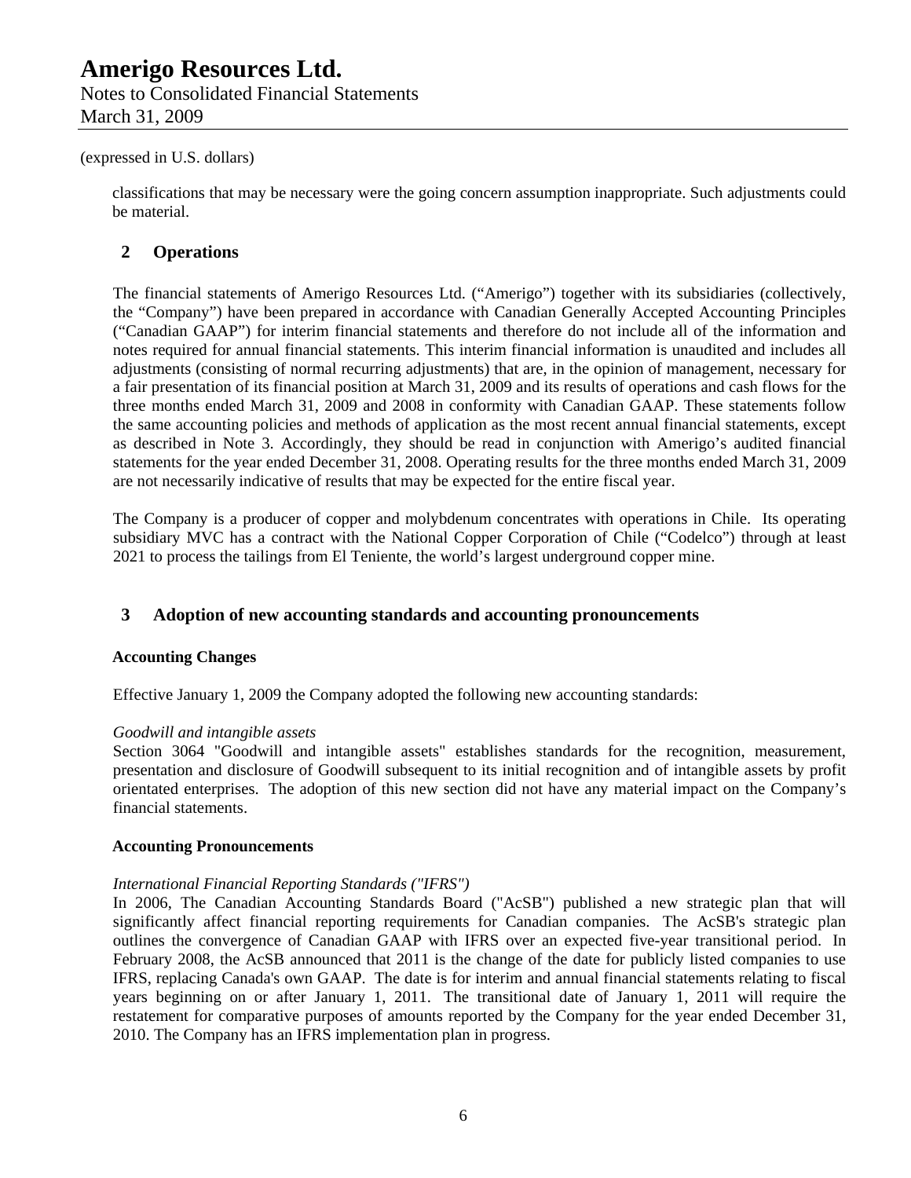(expressed in U.S. dollars)

classifications that may be necessary were the going concern assumption inappropriate. Such adjustments could be material.

## 2 Operations

The financial statements of Amerigo Resources Ltd. ("Amerigo") together with its subsidiaries (collectively, the "Company") have been prepared in accordance with Canadian Generally Accepted Accounting Principles ("Canadian GAAP") for interim financial statements and therefore do not include all of the information and notes required for annual financial statements. This interim financial information is unaudited and includes all adjustments (consisting of normal recurring adjustments) that are, in the opinion of management, necessary for a fair presentation of its financial position at March 31, 2009 and its results of operations and cash flows for the three months ended March 31, 2009 and 2008 in conformity with Canadian GAAP. These statements follow the same accounting policies and methods of application as the most recent annual financial statements, except as described in Note 3. Accordingly, they should be read in conjunction with Amerigo's audited financial statements for the year ended December 31, 2008. Operating results for the three months ended March 31, 2009 are not necessarily indicative of results that may be expected for the entire fiscal year.

The Company is a producer of copper and molybdenum concentrates with operations in Chile. Its operating subsidiary MVC has a contract with the National Copper Corporation of Chile ("Codelco") through at least 2021 to process the tailings from El Teniente, the world's largest underground copper mine.

## 3 Adoption of new accounting standards and accounting pronouncements

### Accounting Changes

Effective January 1, 2009 the Company adopted the following new accounting standards:

*Goodwill and intangible assets*
Section 3064 "Goodwill and intangible assets" establishes standards for the recognition, measurement, presentation and disclosure of Goodwill subsequent to its initial recognition and of intangible assets by profit orientated enterprises. The adoption of this new section did not have any material impact on the Company's financial statements.

### Accounting Pronouncements

*International Financial Reporting Standards ("IFRS")*
In 2006, The Canadian Accounting Standards Board ("AcSB") published a new strategic plan that will significantly affect financial reporting requirements for Canadian companies. The AcSB's strategic plan outlines the convergence of Canadian GAAP with IFRS over an expected five-year transitional period. In February 2008, the AcSB announced that 2011 is the change of the date for publicly listed companies to use IFRS, replacing Canada's own GAAP. The date is for interim and annual financial statements relating to fiscal years beginning on or after January 1, 2011. The transitional date of January 1, 2011 will require the restatement for comparative purposes of amounts reported by the Company for the year ended December 31, 2010. The Company has an IFRS implementation plan in progress.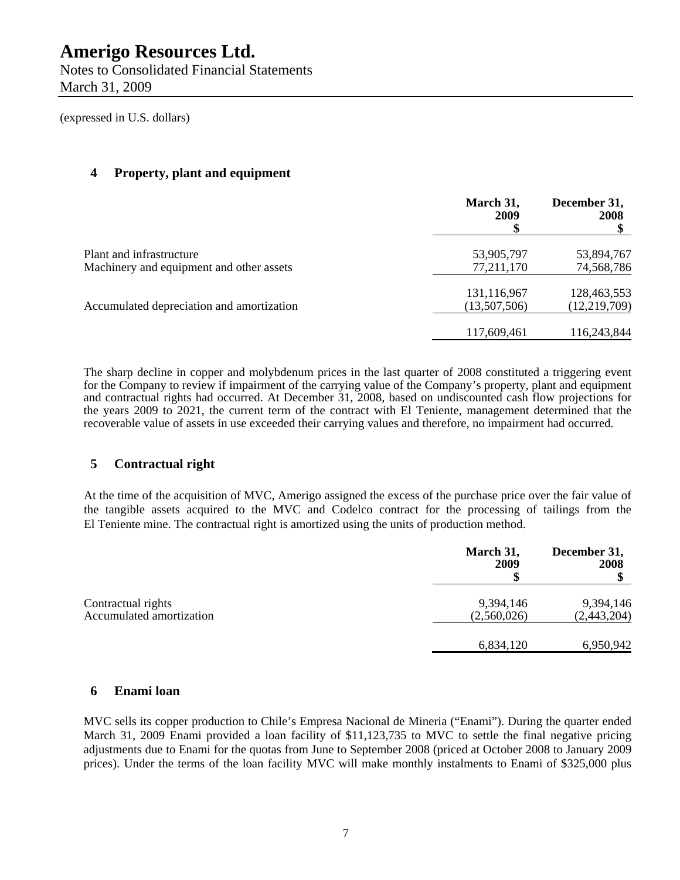(expressed in U.S. dollars)

## 4 Property, plant and equipment

| | March 31, 2009 $ | December 31, 2008 $ |
|---|---|---|
| Plant and infrastructure | 53,905,797 | 53,894,767 |
| Machinery and equipment and other assets | 77,211,170 | 74,568,786 |
| | 131,116,967 | 128,463,553 |
| Accumulated depreciation and amortization | (13,507,506) | (12,219,709) |
| | 117,609,461 | 116,243,844 |

The sharp decline in copper and molybdenum prices in the last quarter of 2008 constituted a triggering event for the Company to review if impairment of the carrying value of the Company's property, plant and equipment and contractual rights had occurred. At December 31, 2008, based on undiscounted cash flow projections for the years 2009 to 2021, the current term of the contract with El Teniente, management determined that the recoverable value of assets in use exceeded their carrying values and therefore, no impairment had occurred.

## 5 Contractual right

At the time of the acquisition of MVC, Amerigo assigned the excess of the purchase price over the fair value of the tangible assets acquired to the MVC and Codelco contract for the processing of tailings from the El Teniente mine. The contractual right is amortized using the units of production method.

| | March 31, 2009 $ | December 31, 2008 $ |
|---|---|---|
| Contractual rights | 9,394,146 | 9,394,146 |
| Accumulated amortization | (2,560,026) | (2,443,204) |
| | 6,834,120 | 6,950,942 |

## 6 Enami loan

MVC sells its copper production to Chile's Empresa Nacional de Mineria ("Enami"). During the quarter ended March 31, 2009 Enami provided a loan facility of $11,123,735 to MVC to settle the final negative pricing adjustments due to Enami for the quotas from June to September 2008 (priced at October 2008 to January 2009 prices). Under the terms of the loan facility MVC will make monthly instalments to Enami of $325,000 plus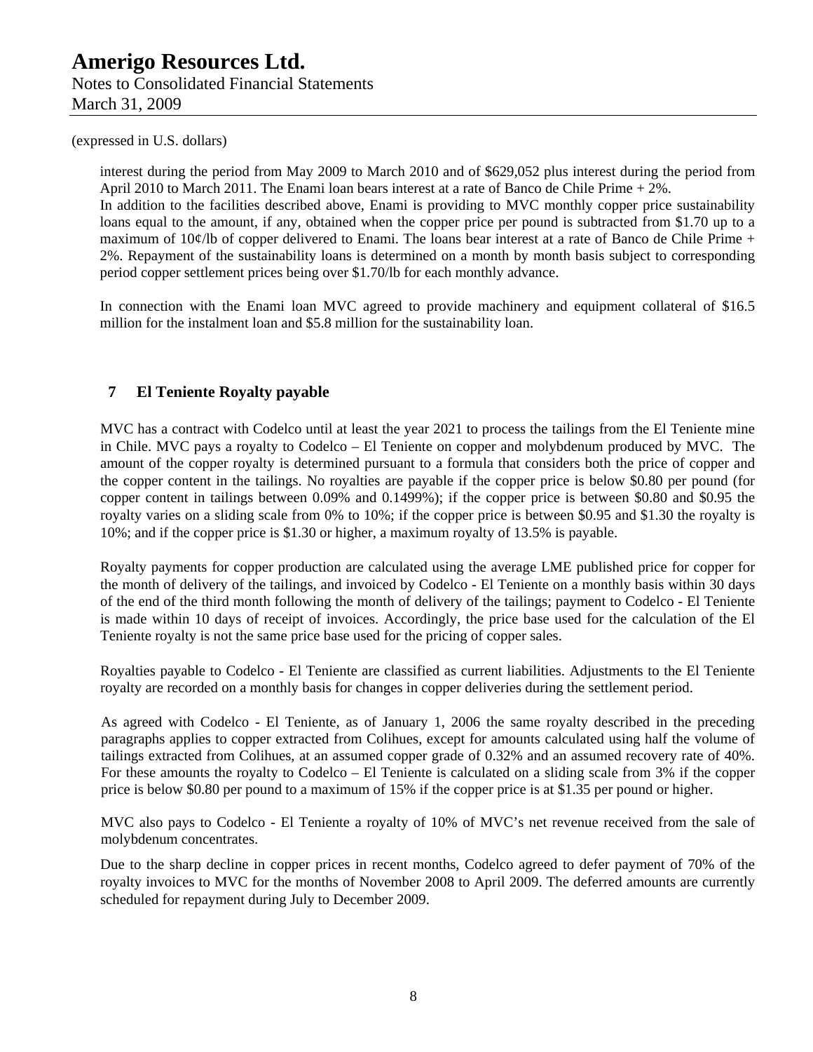(expressed in U.S. dollars)

interest during the period from May 2009 to March 2010 and of $629,052 plus interest during the period from April 2010 to March 2011. The Enami loan bears interest at a rate of Banco de Chile Prime + 2%.

In addition to the facilities described above, Enami is providing to MVC monthly copper price sustainability loans equal to the amount, if any, obtained when the copper price per pound is subtracted from $1.70 up to a maximum of 10¢/lb of copper delivered to Enami. The loans bear interest at a rate of Banco de Chile Prime + 2%. Repayment of the sustainability loans is determined on a month by month basis subject to corresponding period copper settlement prices being over $1.70/lb for each monthly advance.

In connection with the Enami loan MVC agreed to provide machinery and equipment collateral of $16.5 million for the instalment loan and $5.8 million for the sustainability loan.

## 7 El Teniente Royalty payable

MVC has a contract with Codelco until at least the year 2021 to process the tailings from the El Teniente mine in Chile. MVC pays a royalty to Codelco – El Teniente on copper and molybdenum produced by MVC. The amount of the copper royalty is determined pursuant to a formula that considers both the price of copper and the copper content in the tailings. No royalties are payable if the copper price is below $0.80 per pound (for copper content in tailings between 0.09% and 0.1499%); if the copper price is between $0.80 and $0.95 the royalty varies on a sliding scale from 0% to 10%; if the copper price is between $0.95 and $1.30 the royalty is 10%; and if the copper price is $1.30 or higher, a maximum royalty of 13.5% is payable.

Royalty payments for copper production are calculated using the average LME published price for copper for the month of delivery of the tailings, and invoiced by Codelco - El Teniente on a monthly basis within 30 days of the end of the third month following the month of delivery of the tailings; payment to Codelco - El Teniente is made within 10 days of receipt of invoices. Accordingly, the price base used for the calculation of the El Teniente royalty is not the same price base used for the pricing of copper sales.

Royalties payable to Codelco - El Teniente are classified as current liabilities. Adjustments to the El Teniente royalty are recorded on a monthly basis for changes in copper deliveries during the settlement period.

As agreed with Codelco - El Teniente, as of January 1, 2006 the same royalty described in the preceding paragraphs applies to copper extracted from Colihues, except for amounts calculated using half the volume of tailings extracted from Colihues, at an assumed copper grade of 0.32% and an assumed recovery rate of 40%. For these amounts the royalty to Codelco – El Teniente is calculated on a sliding scale from 3% if the copper price is below $0.80 per pound to a maximum of 15% if the copper price is at $1.35 per pound or higher.

MVC also pays to Codelco - El Teniente a royalty of 10% of MVC's net revenue received from the sale of molybdenum concentrates.

Due to the sharp decline in copper prices in recent months, Codelco agreed to defer payment of 70% of the royalty invoices to MVC for the months of November 2008 to April 2009. The deferred amounts are currently scheduled for repayment during July to December 2009.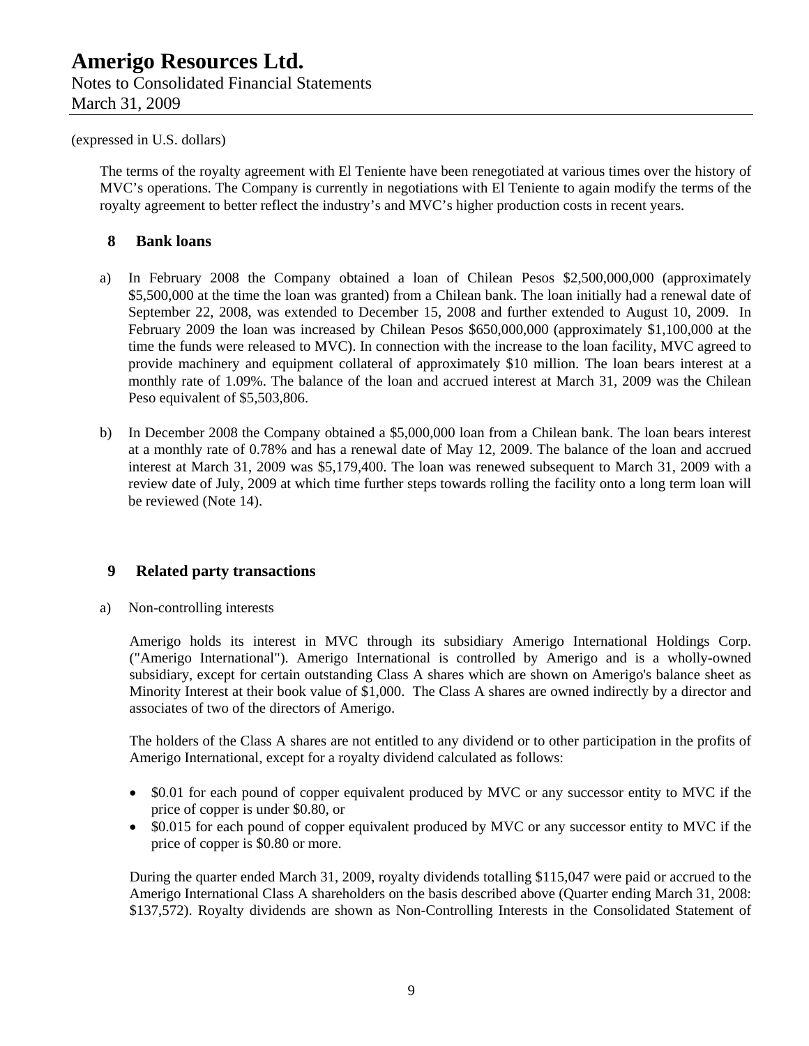(expressed in U.S. dollars)

The terms of the royalty agreement with El Teniente have been renegotiated at various times over the history of MVC's operations. The Company is currently in negotiations with El Teniente to again modify the terms of the royalty agreement to better reflect the industry's and MVC's higher production costs in recent years.

## 8 Bank loans

a) In February 2008 the Company obtained a loan of Chilean Pesos $2,500,000,000 (approximately $5,500,000 at the time the loan was granted) from a Chilean bank. The loan initially had a renewal date of September 22, 2008, was extended to December 15, 2008 and further extended to August 10, 2009. In February 2009 the loan was increased by Chilean Pesos $650,000,000 (approximately $1,100,000 at the time the funds were released to MVC). In connection with the increase to the loan facility, MVC agreed to provide machinery and equipment collateral of approximately $10 million. The loan bears interest at a monthly rate of 1.09%. The balance of the loan and accrued interest at March 31, 2009 was the Chilean Peso equivalent of $5,503,806.

b) In December 2008 the Company obtained a $5,000,000 loan from a Chilean bank. The loan bears interest at a monthly rate of 0.78% and has a renewal date of May 12, 2009. The balance of the loan and accrued interest at March 31, 2009 was $5,179,400. The loan was renewed subsequent to March 31, 2009 with a review date of July, 2009 at which time further steps towards rolling the facility onto a long term loan will be reviewed (Note 14).

## 9 Related party transactions

a) Non-controlling interests

Amerigo holds its interest in MVC through its subsidiary Amerigo International Holdings Corp. ("Amerigo International"). Amerigo International is controlled by Amerigo and is a wholly-owned subsidiary, except for certain outstanding Class A shares which are shown on Amerigo's balance sheet as Minority Interest at their book value of $1,000. The Class A shares are owned indirectly by a director and associates of two of the directors of Amerigo.

The holders of the Class A shares are not entitled to any dividend or to other participation in the profits of Amerigo International, except for a royalty dividend calculated as follows:

- $0.01 for each pound of copper equivalent produced by MVC or any successor entity to MVC if the price of copper is under $0.80, or
- $0.015 for each pound of copper equivalent produced by MVC or any successor entity to MVC if the price of copper is $0.80 or more.

During the quarter ended March 31, 2009, royalty dividends totalling $115,047 were paid or accrued to the Amerigo International Class A shareholders on the basis described above (Quarter ending March 31, 2008: $137,572). Royalty dividends are shown as Non-Controlling Interests in the Consolidated Statement of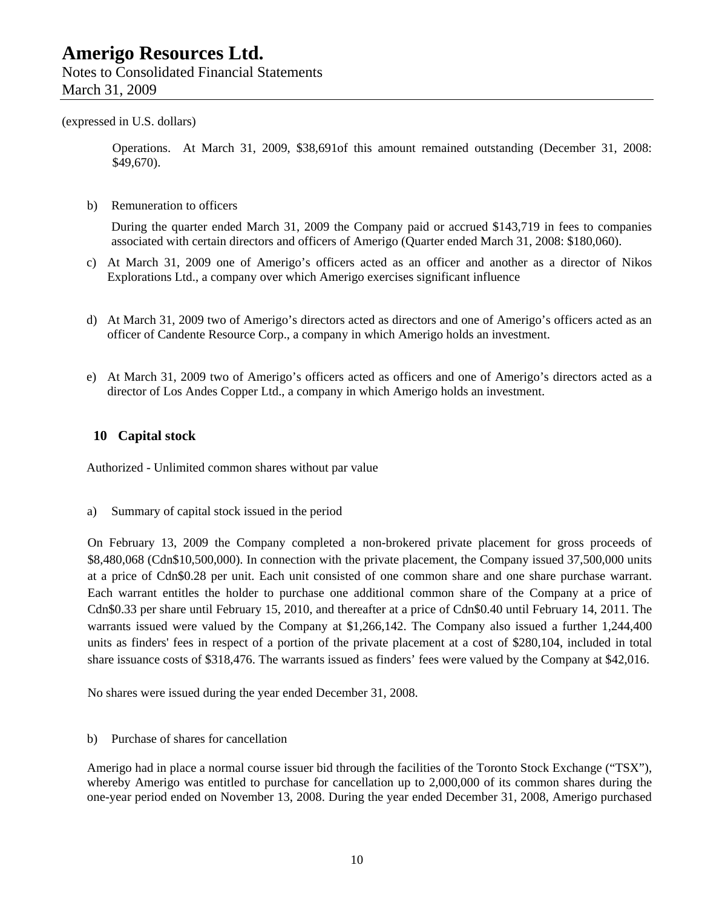(expressed in U.S. dollars)

Operations. At March 31, 2009, $38,691of this amount remained outstanding (December 31, 2008: $49,670).

b) Remuneration to officers

During the quarter ended March 31, 2009 the Company paid or accrued $143,719 in fees to companies associated with certain directors and officers of Amerigo (Quarter ended March 31, 2008: $180,060).

c) At March 31, 2009 one of Amerigo's officers acted as an officer and another as a director of Nikos Explorations Ltd., a company over which Amerigo exercises significant influence

d) At March 31, 2009 two of Amerigo's directors acted as directors and one of Amerigo's officers acted as an officer of Candente Resource Corp., a company in which Amerigo holds an investment.

e) At March 31, 2009 two of Amerigo's officers acted as officers and one of Amerigo's directors acted as a director of Los Andes Copper Ltd., a company in which Amerigo holds an investment.

## 10 Capital stock

Authorized - Unlimited common shares without par value

a) Summary of capital stock issued in the period

On February 13, 2009 the Company completed a non-brokered private placement for gross proceeds of $8,480,068 (Cdn$10,500,000). In connection with the private placement, the Company issued 37,500,000 units at a price of Cdn$0.28 per unit. Each unit consisted of one common share and one share purchase warrant. Each warrant entitles the holder to purchase one additional common share of the Company at a price of Cdn$0.33 per share until February 15, 2010, and thereafter at a price of Cdn$0.40 until February 14, 2011. The warrants issued were valued by the Company at $1,266,142. The Company also issued a further 1,244,400 units as finders' fees in respect of a portion of the private placement at a cost of $280,104, included in total share issuance costs of $318,476. The warrants issued as finders' fees were valued by the Company at $42,016.

No shares were issued during the year ended December 31, 2008.

b) Purchase of shares for cancellation

Amerigo had in place a normal course issuer bid through the facilities of the Toronto Stock Exchange ("TSX"), whereby Amerigo was entitled to purchase for cancellation up to 2,000,000 of its common shares during the one-year period ended on November 13, 2008. During the year ended December 31, 2008, Amerigo purchased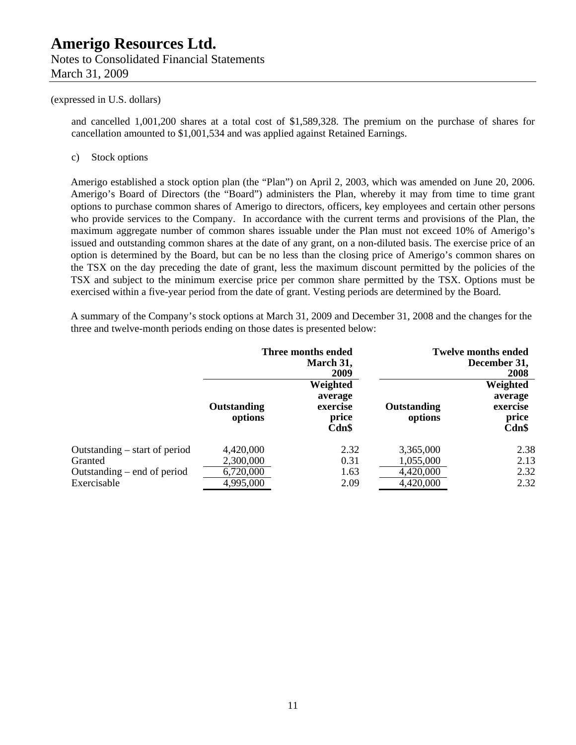(expressed in U.S. dollars)

and cancelled 1,001,200 shares at a total cost of $1,589,328. The premium on the purchase of shares for cancellation amounted to $1,001,534 and was applied against Retained Earnings.

c) Stock options

Amerigo established a stock option plan (the "Plan") on April 2, 2003, which was amended on June 20, 2006. Amerigo's Board of Directors (the "Board") administers the Plan, whereby it may from time to time grant options to purchase common shares of Amerigo to directors, officers, key employees and certain other persons who provide services to the Company. In accordance with the current terms and provisions of the Plan, the maximum aggregate number of common shares issuable under the Plan must not exceed 10% of Amerigo's issued and outstanding common shares at the date of any grant, on a non-diluted basis. The exercise price of an option is determined by the Board, but can be no less than the closing price of Amerigo's common shares on the TSX on the day preceding the date of grant, less the maximum discount permitted by the policies of the TSX and subject to the minimum exercise price per common share permitted by the TSX. Options must be exercised within a five-year period from the date of grant. Vesting periods are determined by the Board.

A summary of the Company's stock options at March 31, 2009 and December 31, 2008 and the changes for the three and twelve-month periods ending on those dates is presented below:

| | Three months ended March 31, 2009 | | Twelve months ended December 31, 2008 | |
|---|---|---|---|---|
| | **Outstanding options** | **Weighted average exercise price Cdn$** | **Outstanding options** | **Weighted average exercise price Cdn$** |
| Outstanding – start of period | 4,420,000 | 2.32 | 3,365,000 | 2.38 |
| Granted | 2,300,000 | 0.31 | 1,055,000 | 2.13 |
| Outstanding – end of period | 6,720,000 | 1.63 | 4,420,000 | 2.32 |
| Exercisable | 4,995,000 | 2.09 | 4,420,000 | 2.32 |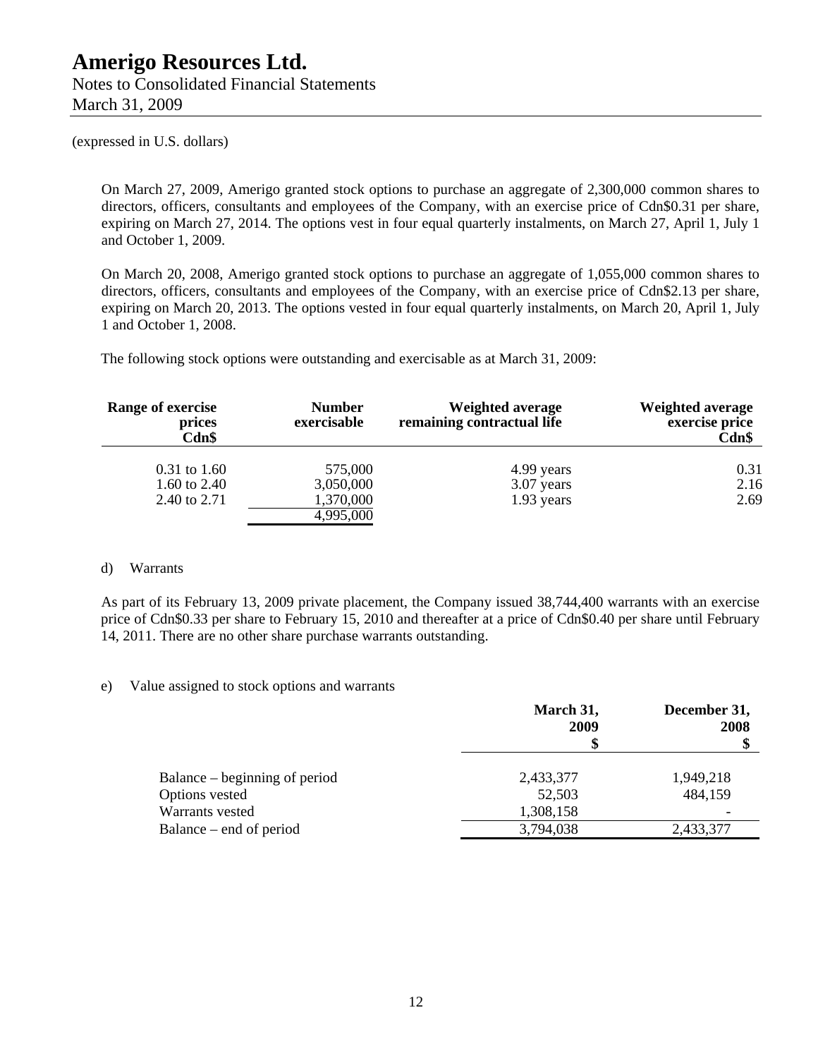(expressed in U.S. dollars)

On March 27, 2009, Amerigo granted stock options to purchase an aggregate of 2,300,000 common shares to directors, officers, consultants and employees of the Company, with an exercise price of Cdn$0.31 per share, expiring on March 27, 2014. The options vest in four equal quarterly instalments, on March 27, April 1, July 1 and October 1, 2009.

On March 20, 2008, Amerigo granted stock options to purchase an aggregate of 1,055,000 common shares to directors, officers, consultants and employees of the Company, with an exercise price of Cdn$2.13 per share, expiring on March 20, 2013. The options vested in four equal quarterly instalments, on March 20, April 1, July 1 and October 1, 2008.

The following stock options were outstanding and exercisable as at March 31, 2009:

| Range of exercise prices Cdn$ | Number exercisable | Weighted average remaining contractual life | Weighted average exercise price Cdn$ |
|---|---|---|---|
| 0.31 to 1.60 | 575,000 | 4.99 years | 0.31 |
| 1.60 to 2.40 | 3,050,000 | 3.07 years | 2.16 |
| 2.40 to 2.71 | 1,370,000 | 1.93 years | 2.69 |
| | 4,995,000 | | |

d) Warrants

As part of its February 13, 2009 private placement, the Company issued 38,744,400 warrants with an exercise price of Cdn$0.33 per share to February 15, 2010 and thereafter at a price of Cdn$0.40 per share until February 14, 2011. There are no other share purchase warrants outstanding.

e) Value assigned to stock options and warrants

| | March 31, 2009 $ | December 31, 2008 $ |
|---|---|---|
| Balance – beginning of period | 2,433,377 | 1,949,218 |
| Options vested | 52,503 | 484,159 |
| Warrants vested | 1,308,158 | - |
| Balance – end of period | 3,794,038 | 2,433,377 |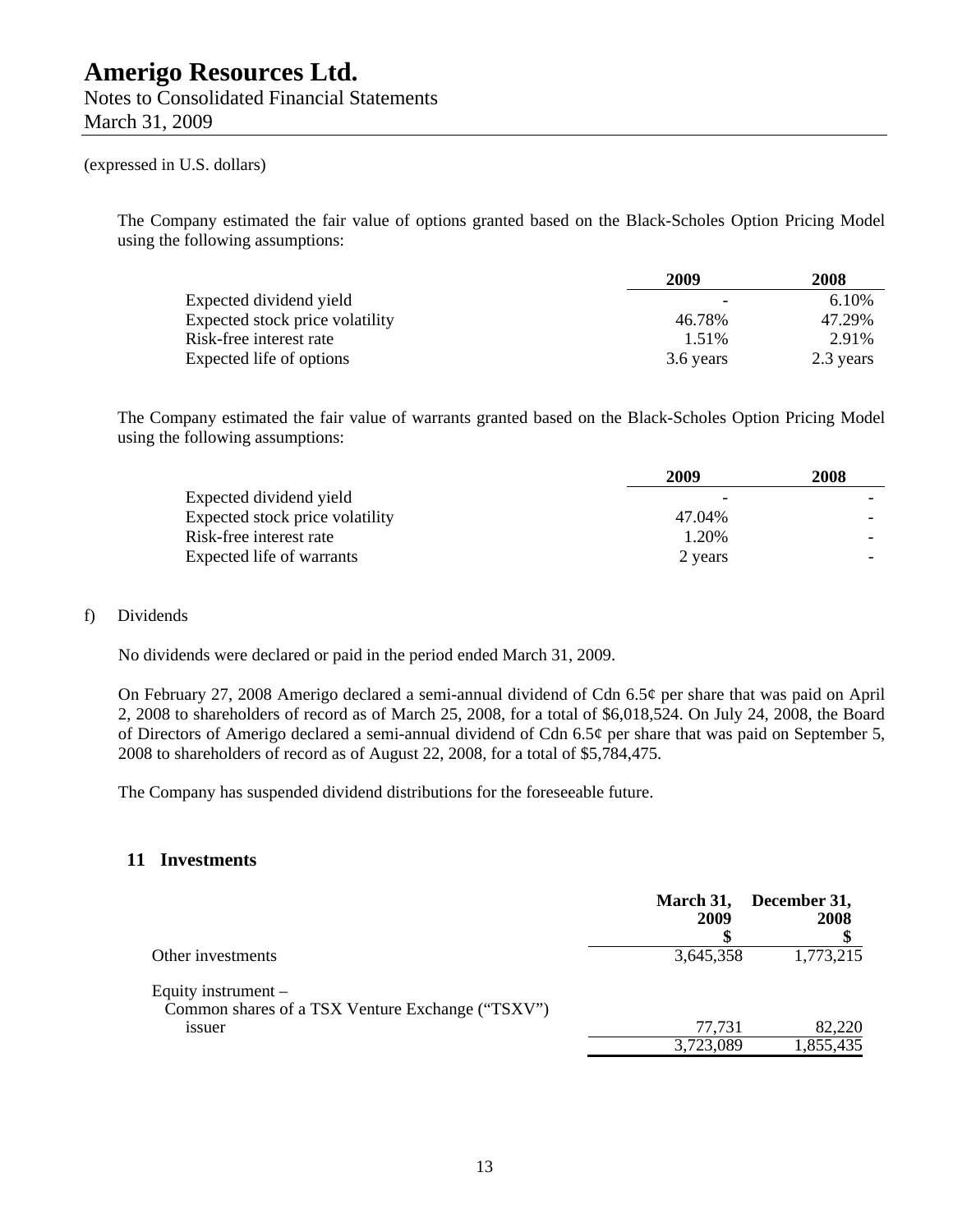(expressed in U.S. dollars)

The Company estimated the fair value of options granted based on the Black-Scholes Option Pricing Model using the following assumptions:

| | 2009 | 2008 |
|---|---|---|
| Expected dividend yield | - | 6.10% |
| Expected stock price volatility | 46.78% | 47.29% |
| Risk-free interest rate | 1.51% | 2.91% |
| Expected life of options | 3.6 years | 2.3 years |

The Company estimated the fair value of warrants granted based on the Black-Scholes Option Pricing Model using the following assumptions:

| | 2009 | 2008 |
|---|---|---|
| Expected dividend yield | - | - |
| Expected stock price volatility | 47.04% | - |
| Risk-free interest rate | 1.20% | - |
| Expected life of warrants | 2 years | - |

f) Dividends

No dividends were declared or paid in the period ended March 31, 2009.

On February 27, 2008 Amerigo declared a semi-annual dividend of Cdn 6.5¢ per share that was paid on April 2, 2008 to shareholders of record as of March 25, 2008, for a total of $6,018,524. On July 24, 2008, the Board of Directors of Amerigo declared a semi-annual dividend of Cdn 6.5¢ per share that was paid on September 5, 2008 to shareholders of record as of August 22, 2008, for a total of $5,784,475.

The Company has suspended dividend distributions for the foreseeable future.

## 11 Investments

| | March 31, 2009 $ | December 31, 2008 $ |
|---|---|---|
| Other investments | 3,645,358 | 1,773,215 |
| Equity instrument – Common shares of a TSX Venture Exchange ("TSXV") issuer | 77,731 | 82,220 |
| | 3,723,089 | 1,855,435 |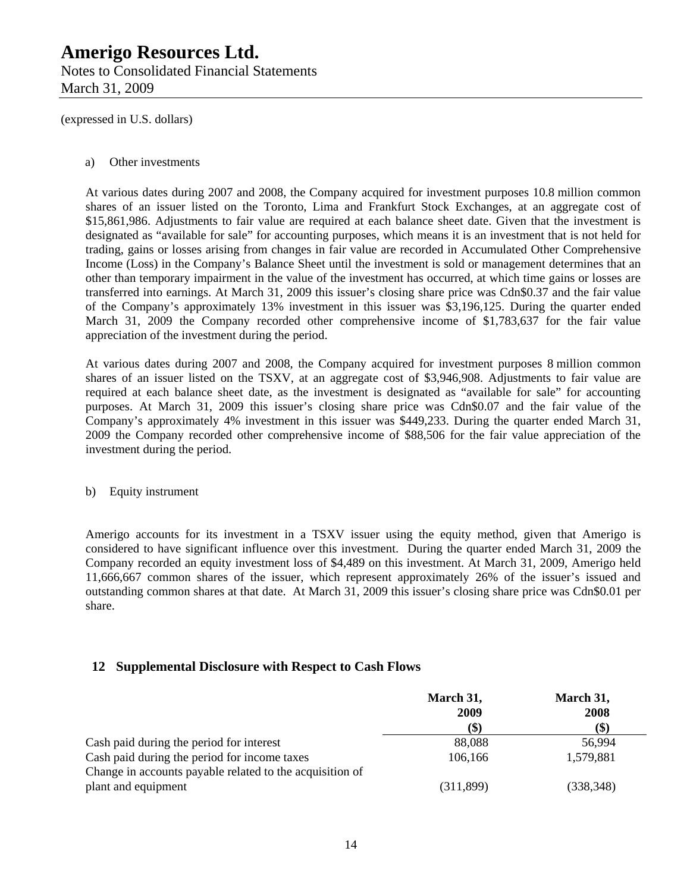(expressed in U.S. dollars)

a) Other investments

At various dates during 2007 and 2008, the Company acquired for investment purposes 10.8 million common shares of an issuer listed on the Toronto, Lima and Frankfurt Stock Exchanges, at an aggregate cost of $15,861,986. Adjustments to fair value are required at each balance sheet date. Given that the investment is designated as "available for sale" for accounting purposes, which means it is an investment that is not held for trading, gains or losses arising from changes in fair value are recorded in Accumulated Other Comprehensive Income (Loss) in the Company's Balance Sheet until the investment is sold or management determines that an other than temporary impairment in the value of the investment has occurred, at which time gains or losses are transferred into earnings. At March 31, 2009 this issuer's closing share price was Cdn$0.37 and the fair value of the Company's approximately 13% investment in this issuer was $3,196,125. During the quarter ended March 31, 2009 the Company recorded other comprehensive income of $1,783,637 for the fair value appreciation of the investment during the period.

At various dates during 2007 and 2008, the Company acquired for investment purposes 8 million common shares of an issuer listed on the TSXV, at an aggregate cost of $3,946,908. Adjustments to fair value are required at each balance sheet date, as the investment is designated as "available for sale" for accounting purposes. At March 31, 2009 this issuer's closing share price was Cdn$0.07 and the fair value of the Company's approximately 4% investment in this issuer was $449,233. During the quarter ended March 31, 2009 the Company recorded other comprehensive income of $88,506 for the fair value appreciation of the investment during the period.

b) Equity instrument

Amerigo accounts for its investment in a TSXV issuer using the equity method, given that Amerigo is considered to have significant influence over this investment. During the quarter ended March 31, 2009 the Company recorded an equity investment loss of $4,489 on this investment. At March 31, 2009, Amerigo held 11,666,667 common shares of the issuer, which represent approximately 26% of the issuer's issued and outstanding common shares at that date. At March 31, 2009 this issuer's closing share price was Cdn$0.01 per share.

## 12 Supplemental Disclosure with Respect to Cash Flows

| | March 31, 2009 ($) | March 31, 2008 ($) |
|---|---|---|
| Cash paid during the period for interest | 88,088 | 56,994 |
| Cash paid during the period for income taxes | 106,166 | 1,579,881 |
| Change in accounts payable related to the acquisition of plant and equipment | (311,899) | (338,348) |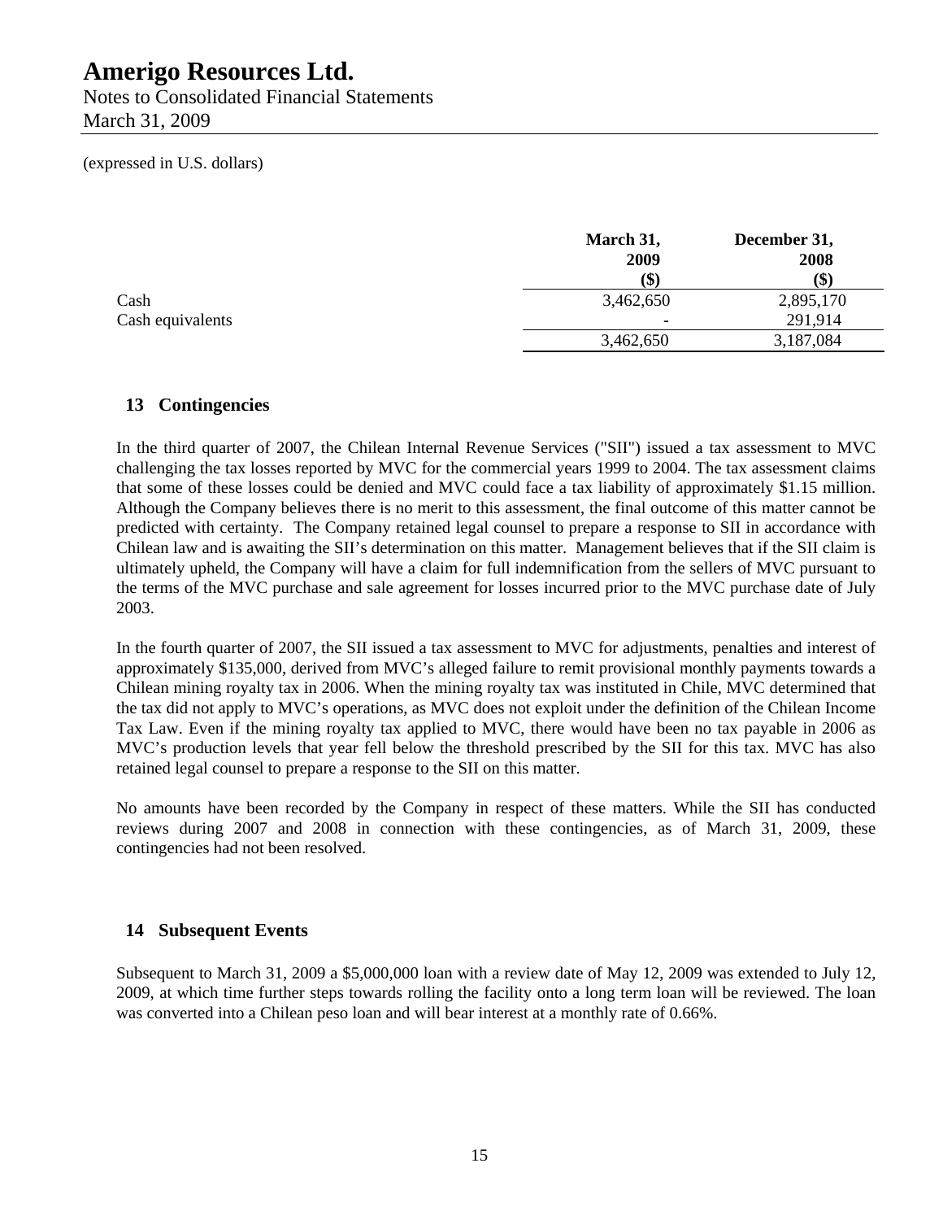(expressed in U.S. dollars)

| | March 31, 2009 ($) | December 31, 2008 ($) |
|---|---|---|
| Cash | 3,462,650 | 2,895,170 |
| Cash equivalents | - | 291,914 |
| | 3,462,650 | 3,187,084 |

## 13 Contingencies

In the third quarter of 2007, the Chilean Internal Revenue Services ("SII") issued a tax assessment to MVC challenging the tax losses reported by MVC for the commercial years 1999 to 2004. The tax assessment claims that some of these losses could be denied and MVC could face a tax liability of approximately $1.15 million. Although the Company believes there is no merit to this assessment, the final outcome of this matter cannot be predicted with certainty. The Company retained legal counsel to prepare a response to SII in accordance with Chilean law and is awaiting the SII's determination on this matter. Management believes that if the SII claim is ultimately upheld, the Company will have a claim for full indemnification from the sellers of MVC pursuant to the terms of the MVC purchase and sale agreement for losses incurred prior to the MVC purchase date of July 2003.

In the fourth quarter of 2007, the SII issued a tax assessment to MVC for adjustments, penalties and interest of approximately $135,000, derived from MVC's alleged failure to remit provisional monthly payments towards a Chilean mining royalty tax in 2006. When the mining royalty tax was instituted in Chile, MVC determined that the tax did not apply to MVC's operations, as MVC does not exploit under the definition of the Chilean Income Tax Law. Even if the mining royalty tax applied to MVC, there would have been no tax payable in 2006 as MVC's production levels that year fell below the threshold prescribed by the SII for this tax. MVC has also retained legal counsel to prepare a response to the SII on this matter.

No amounts have been recorded by the Company in respect of these matters. While the SII has conducted reviews during 2007 and 2008 in connection with these contingencies, as of March 31, 2009, these contingencies had not been resolved.

## 14 Subsequent Events

Subsequent to March 31, 2009 a $5,000,000 loan with a review date of May 12, 2009 was extended to July 12, 2009, at which time further steps towards rolling the facility onto a long term loan will be reviewed. The loan was converted into a Chilean peso loan and will bear interest at a monthly rate of 0.66%.